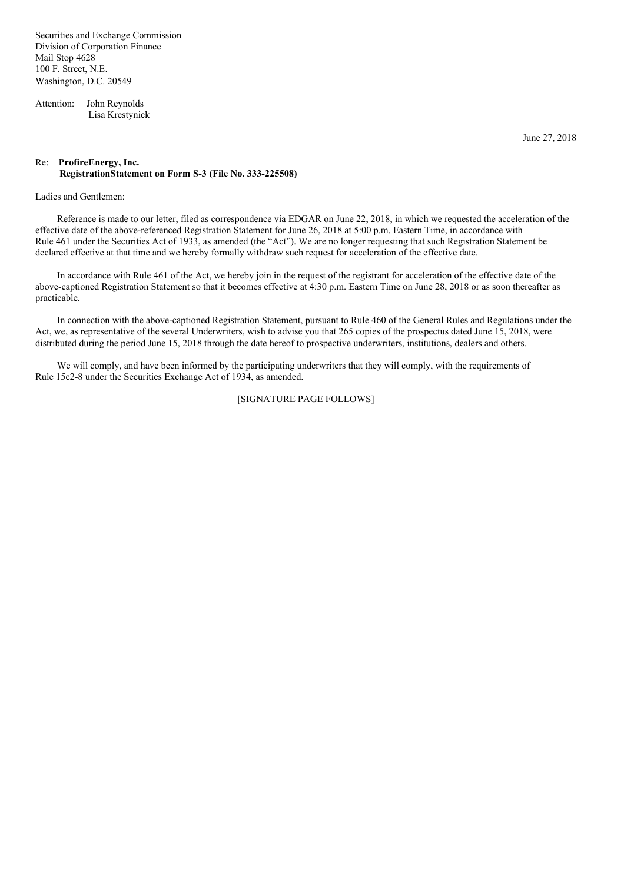Securities and Exchange Commission
Division of Corporation Finance
Mail Stop 4628
100 F. Street, N.E.
Washington, D.C. 20549

Attention: John Reynolds
Lisa Krestynick

June 27, 2018

Re: **ProfireEnergy, Inc.**
**RegistrationStatement on Form S-3 (File No. 333-225508)**

Ladies and Gentlemen:

Reference is made to our letter, filed as correspondence via EDGAR on June 22, 2018, in which we requested the acceleration of the effective date of the above-referenced Registration Statement for June 26, 2018 at 5:00 p.m. Eastern Time, in accordance with Rule 461 under the Securities Act of 1933, as amended (the "Act"). We are no longer requesting that such Registration Statement be declared effective at that time and we hereby formally withdraw such request for acceleration of the effective date.

In accordance with Rule 461 of the Act, we hereby join in the request of the registrant for acceleration of the effective date of the above-captioned Registration Statement so that it becomes effective at 4:30 p.m. Eastern Time on June 28, 2018 or as soon thereafter as practicable.

In connection with the above-captioned Registration Statement, pursuant to Rule 460 of the General Rules and Regulations under the Act, we, as representative of the several Underwriters, wish to advise you that 265 copies of the prospectus dated June 15, 2018, were distributed during the period June 15, 2018 through the date hereof to prospective underwriters, institutions, dealers and others.

We will comply, and have been informed by the participating underwriters that they will comply, with the requirements of Rule 15c2-8 under the Securities Exchange Act of 1934, as amended.

[SIGNATURE PAGE FOLLOWS]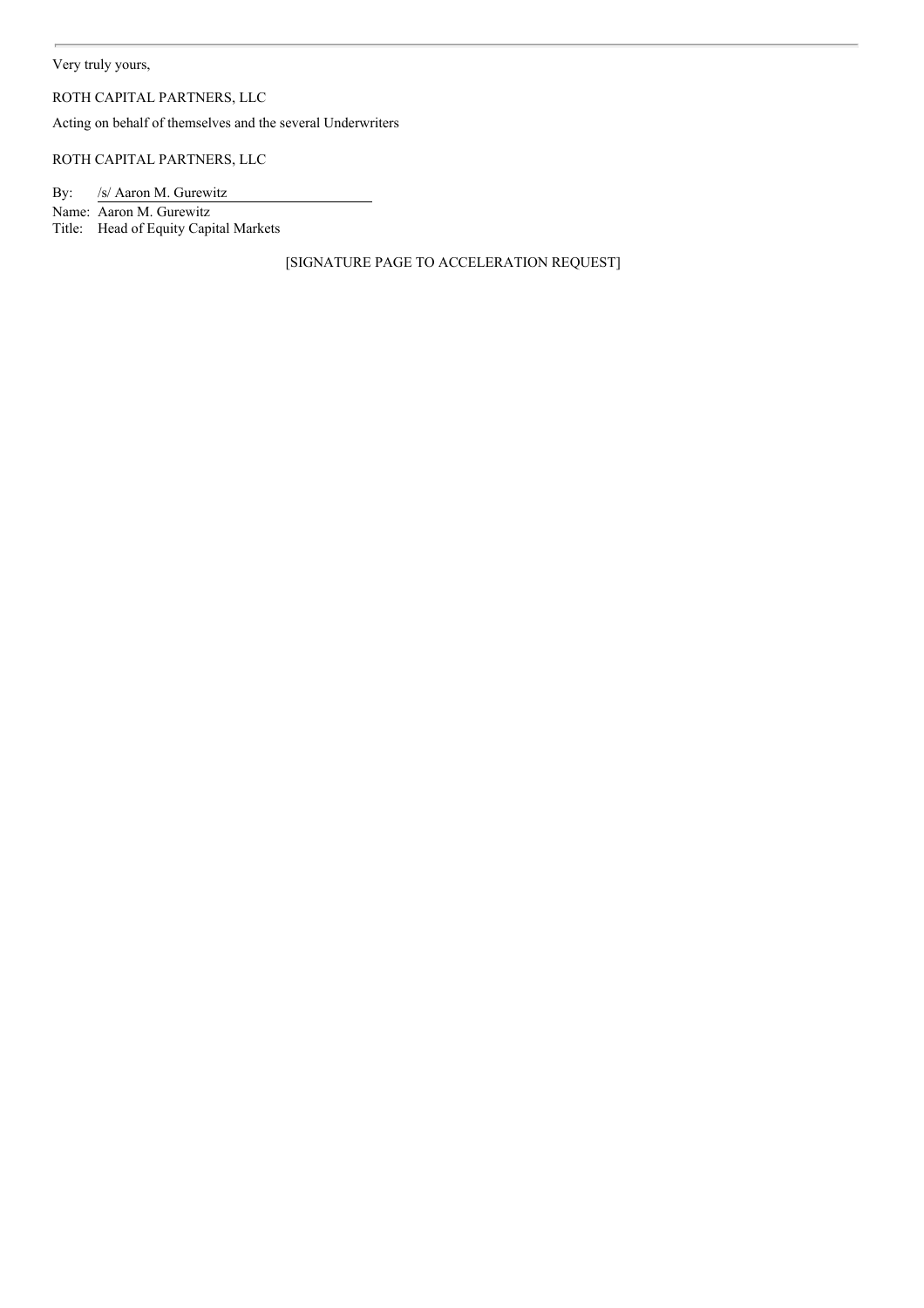Very truly yours,

ROTH CAPITAL PARTNERS, LLC

Acting on behalf of themselves and the several Underwriters

ROTH CAPITAL PARTNERS, LLC

By: /s/ Aaron M. Gurewitz

Name: Aaron M. Gurewitz

Title: Head of Equity Capital Markets

[SIGNATURE PAGE TO ACCELERATION REQUEST]